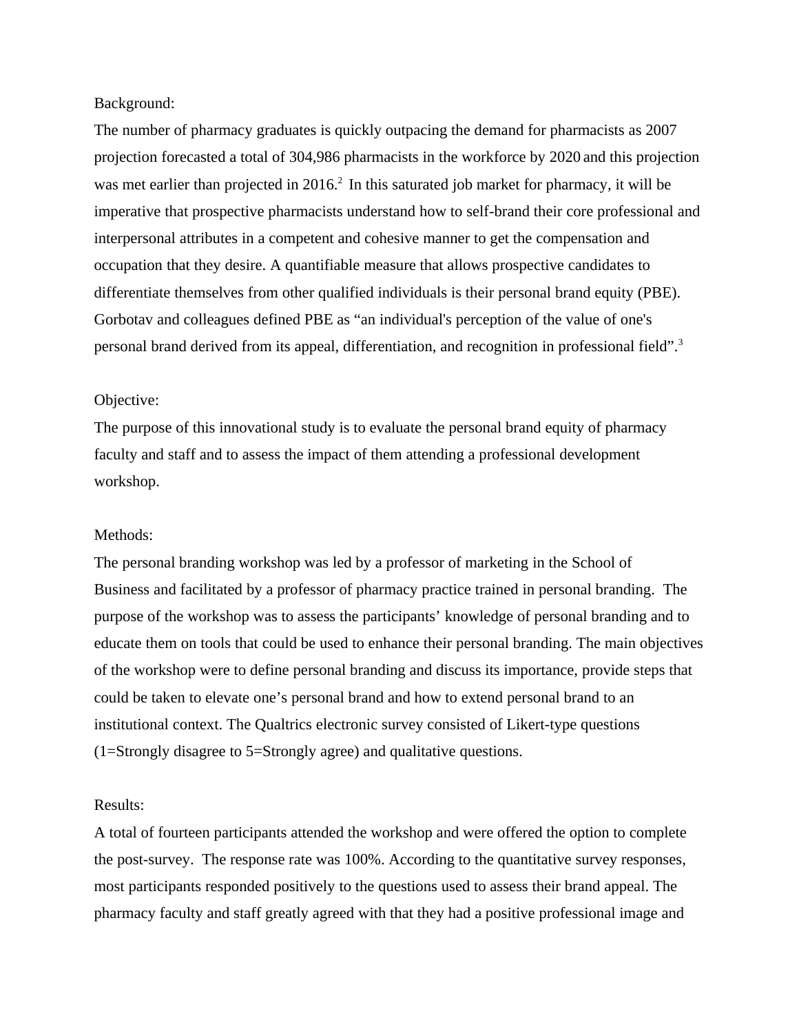Background:

The number of pharmacy graduates is quickly outpacing the demand for pharmacists as 2007 projection forecasted a total of 304,986 pharmacists in the workforce by 2020 and this projection was met earlier than projected in 2016.[2] In this saturated job market for pharmacy, it will be imperative that prospective pharmacists understand how to self-brand their core professional and interpersonal attributes in a competent and cohesive manner to get the compensation and occupation that they desire. A quantifiable measure that allows prospective candidates to differentiate themselves from other qualified individuals is their personal brand equity (PBE). Gorbotav and colleagues defined PBE as "an individual's perception of the value of one's personal brand derived from its appeal, differentiation, and recognition in professional field".[3]

Objective:

The purpose of this innovational study is to evaluate the personal brand equity of pharmacy faculty and staff and to assess the impact of them attending a professional development workshop.

Methods:

The personal branding workshop was led by a professor of marketing in the School of Business and facilitated by a professor of pharmacy practice trained in personal branding. The purpose of the workshop was to assess the participants' knowledge of personal branding and to educate them on tools that could be used to enhance their personal branding. The main objectives of the workshop were to define personal branding and discuss its importance, provide steps that could be taken to elevate one's personal brand and how to extend personal brand to an institutional context. The Qualtrics electronic survey consisted of Likert-type questions (1=Strongly disagree to 5=Strongly agree) and qualitative questions.

Results:

A total of fourteen participants attended the workshop and were offered the option to complete the post-survey. The response rate was 100%. According to the quantitative survey responses, most participants responded positively to the questions used to assess their brand appeal. The pharmacy faculty and staff greatly agreed with that they had a positive professional image and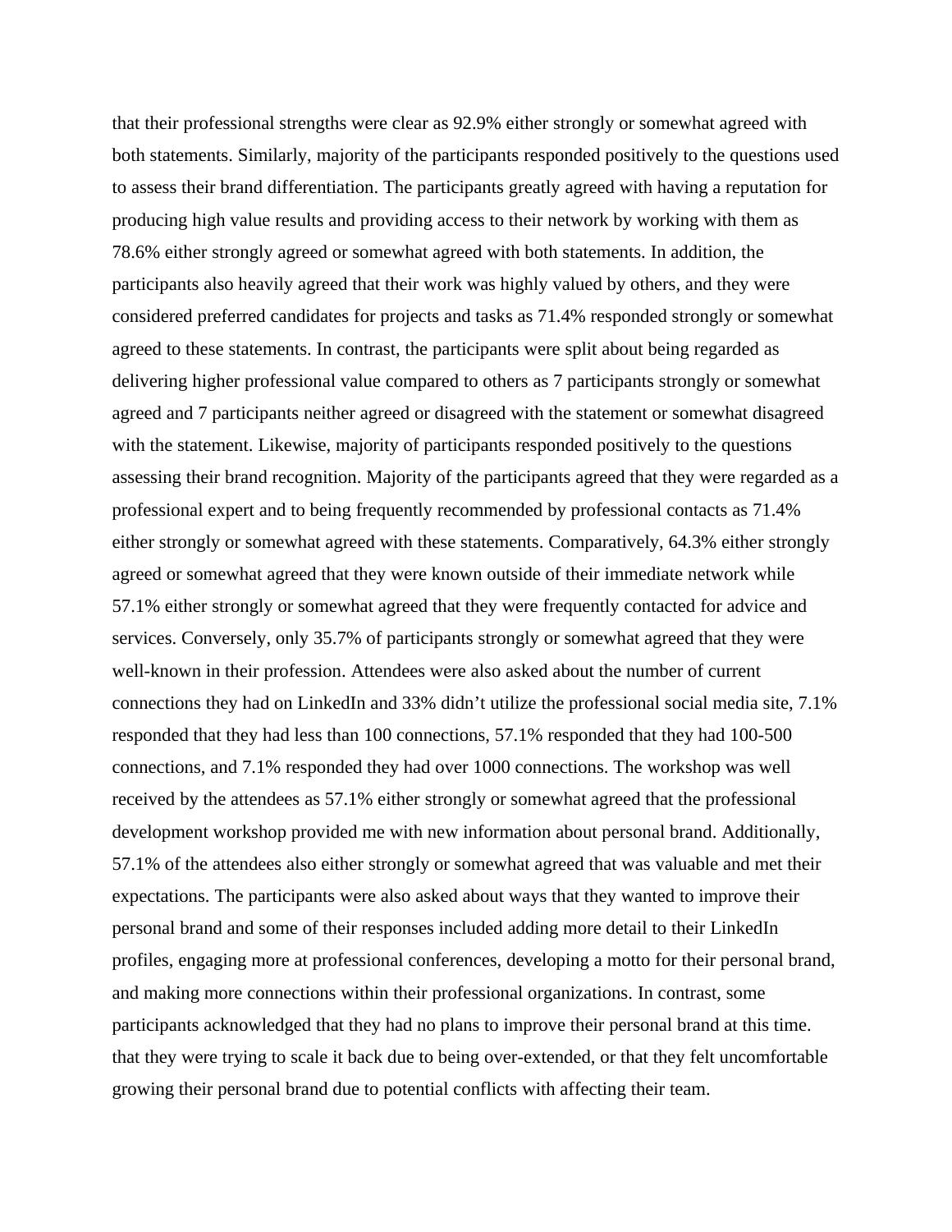that their professional strengths were clear as 92.9% either strongly or somewhat agreed with both statements. Similarly, majority of the participants responded positively to the questions used to assess their brand differentiation. The participants greatly agreed with having a reputation for producing high value results and providing access to their network by working with them as 78.6% either strongly agreed or somewhat agreed with both statements. In addition, the participants also heavily agreed that their work was highly valued by others, and they were considered preferred candidates for projects and tasks as 71.4% responded strongly or somewhat agreed to these statements. In contrast, the participants were split about being regarded as delivering higher professional value compared to others as 7 participants strongly or somewhat agreed and 7 participants neither agreed or disagreed with the statement or somewhat disagreed with the statement. Likewise, majority of participants responded positively to the questions assessing their brand recognition. Majority of the participants agreed that they were regarded as a professional expert and to being frequently recommended by professional contacts as 71.4% either strongly or somewhat agreed with these statements. Comparatively, 64.3% either strongly agreed or somewhat agreed that they were known outside of their immediate network while 57.1% either strongly or somewhat agreed that they were frequently contacted for advice and services. Conversely, only 35.7% of participants strongly or somewhat agreed that they were well-known in their profession. Attendees were also asked about the number of current connections they had on LinkedIn and 33% didn't utilize the professional social media site, 7.1% responded that they had less than 100 connections, 57.1% responded that they had 100-500 connections, and 7.1% responded they had over 1000 connections. The workshop was well received by the attendees as 57.1% either strongly or somewhat agreed that the professional development workshop provided me with new information about personal brand. Additionally, 57.1% of the attendees also either strongly or somewhat agreed that was valuable and met their expectations. The participants were also asked about ways that they wanted to improve their personal brand and some of their responses included adding more detail to their LinkedIn profiles, engaging more at professional conferences, developing a motto for their personal brand, and making more connections within their professional organizations. In contrast, some participants acknowledged that they had no plans to improve their personal brand at this time. that they were trying to scale it back due to being over-extended, or that they felt uncomfortable growing their personal brand due to potential conflicts with affecting their team.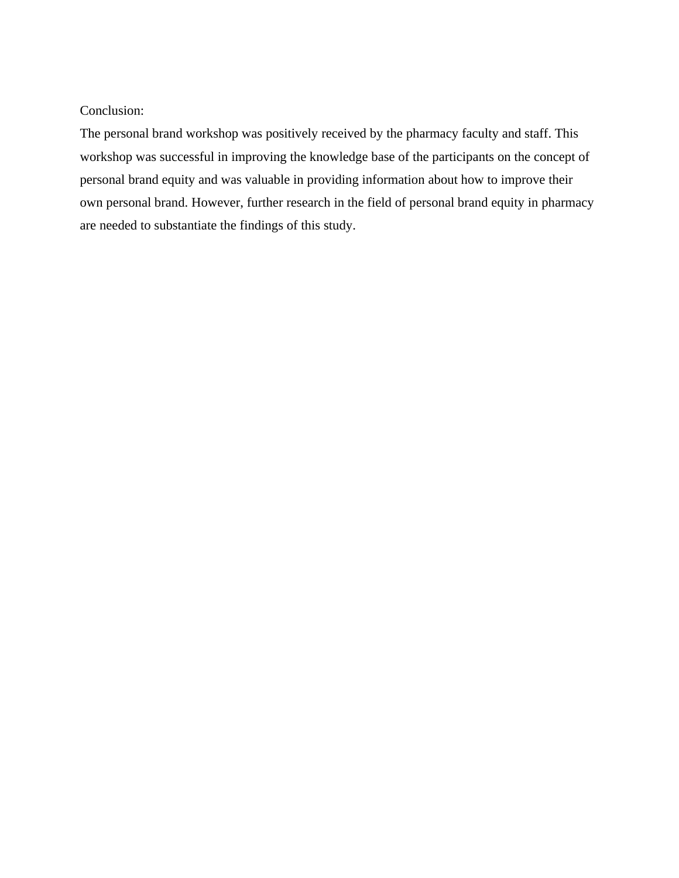Conclusion:

The personal brand workshop was positively received by the pharmacy faculty and staff. This workshop was successful in improving the knowledge base of the participants on the concept of personal brand equity and was valuable in providing information about how to improve their own personal brand. However, further research in the field of personal brand equity in pharmacy are needed to substantiate the findings of this study.